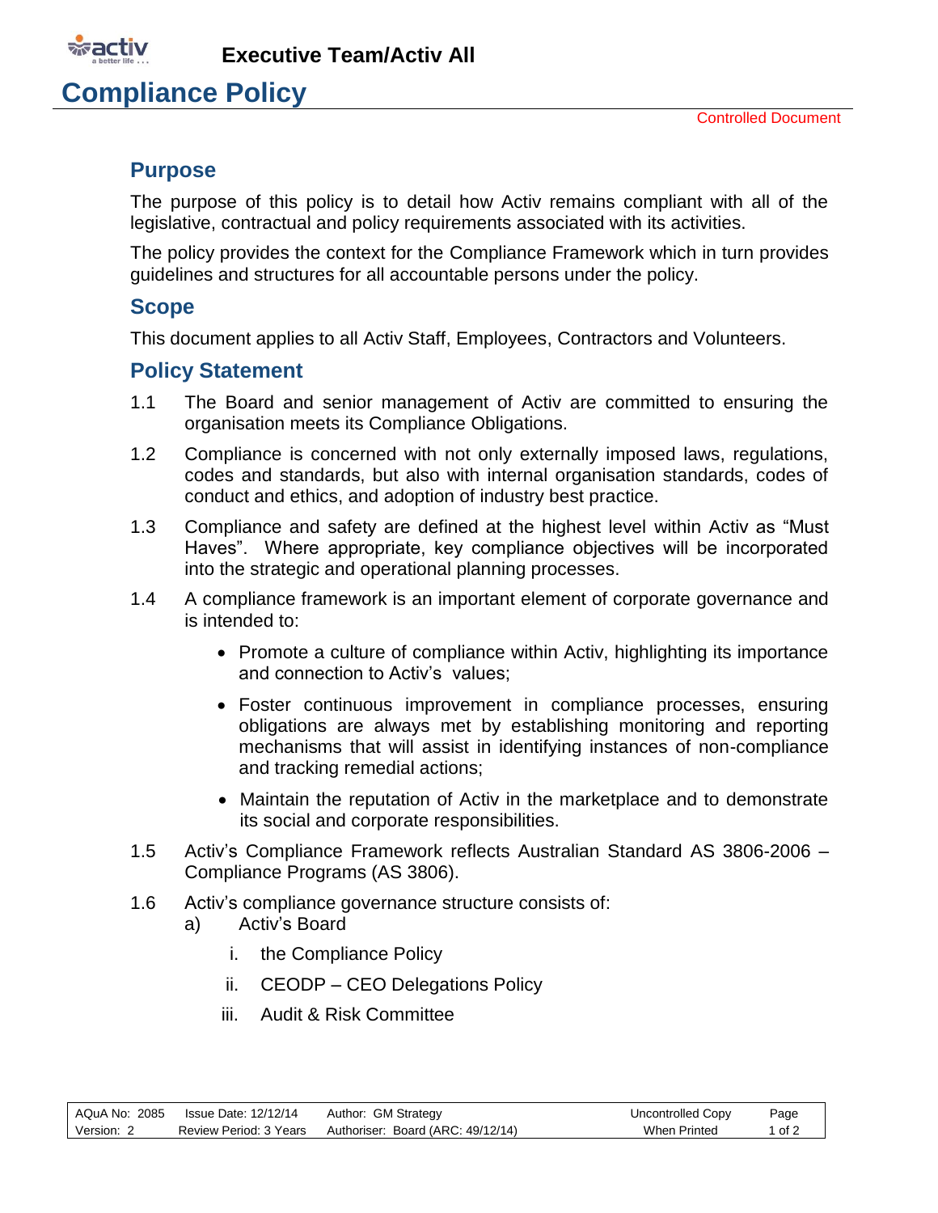**Executive Team/Activ All**

# Compliance Policy

Controlled Document

## Purpose

The purpose of this policy is to detail how Activ remains compliant with all of the legislative, contractual and policy requirements associated with its activities.

The policy provides the context for the Compliance Framework which in turn provides guidelines and structures for all accountable persons under the policy.

## Scope

This document applies to all Activ Staff, Employees, Contractors and Volunteers.

## Policy Statement

1.1 The Board and senior management of Activ are committed to ensuring the organisation meets its Compliance Obligations.

1.2 Compliance is concerned with not only externally imposed laws, regulations, codes and standards, but also with internal organisation standards, codes of conduct and ethics, and adoption of industry best practice.

1.3 Compliance and safety are defined at the highest level within Activ as "Must Haves". Where appropriate, key compliance objectives will be incorporated into the strategic and operational planning processes.

1.4 A compliance framework is an important element of corporate governance and is intended to:

- Promote a culture of compliance within Activ, highlighting its importance and connection to Activ's values;
- Foster continuous improvement in compliance processes, ensuring obligations are always met by establishing monitoring and reporting mechanisms that will assist in identifying instances of non-compliance and tracking remedial actions;
- Maintain the reputation of Activ in the marketplace and to demonstrate its social and corporate responsibilities.

1.5 Activ's Compliance Framework reflects Australian Standard AS 3806-2006 – Compliance Programs (AS 3806).

1.6 Activ's compliance governance structure consists of:

a) Activ's Board

   i. the Compliance Policy

   ii. CEODP – CEO Delegations Policy

   iii. Audit & Risk Committee

| AQuA No: 2085 | Issue Date: 12/12/14 | Author: GM Strategy | Uncontrolled Copy |
|---|---|---|---|
| Version: 2 | Review Period: 3 Years | Authoriser: Board (ARC: 49/12/14) | When Printed |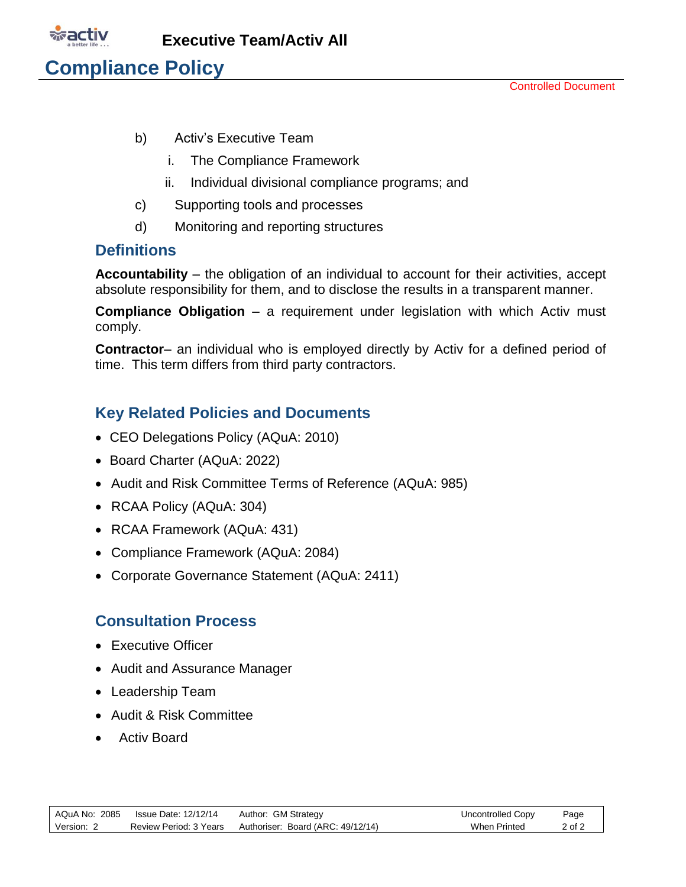b) Activ's Executive Team
   i. The Compliance Framework
   ii. Individual divisional compliance programs; and
c) Supporting tools and processes
d) Monitoring and reporting structures

## Definitions

**Accountability** – the obligation of an individual to account for their activities, accept absolute responsibility for them, and to disclose the results in a transparent manner.

**Compliance Obligation** – a requirement under legislation with which Activ must comply.

**Contractor**– an individual who is employed directly by Activ for a defined period of time. This term differs from third party contractors.

## Key Related Policies and Documents

- CEO Delegations Policy (AQuA: 2010)
- Board Charter (AQuA: 2022)
- Audit and Risk Committee Terms of Reference (AQuA: 985)
- RCAA Policy (AQuA: 304)
- RCAA Framework (AQuA: 431)
- Compliance Framework (AQuA: 2084)
- Corporate Governance Statement (AQuA: 2411)

## Consultation Process

- Executive Officer
- Audit and Assurance Manager
- Leadership Team
- Audit & Risk Committee
- Activ Board